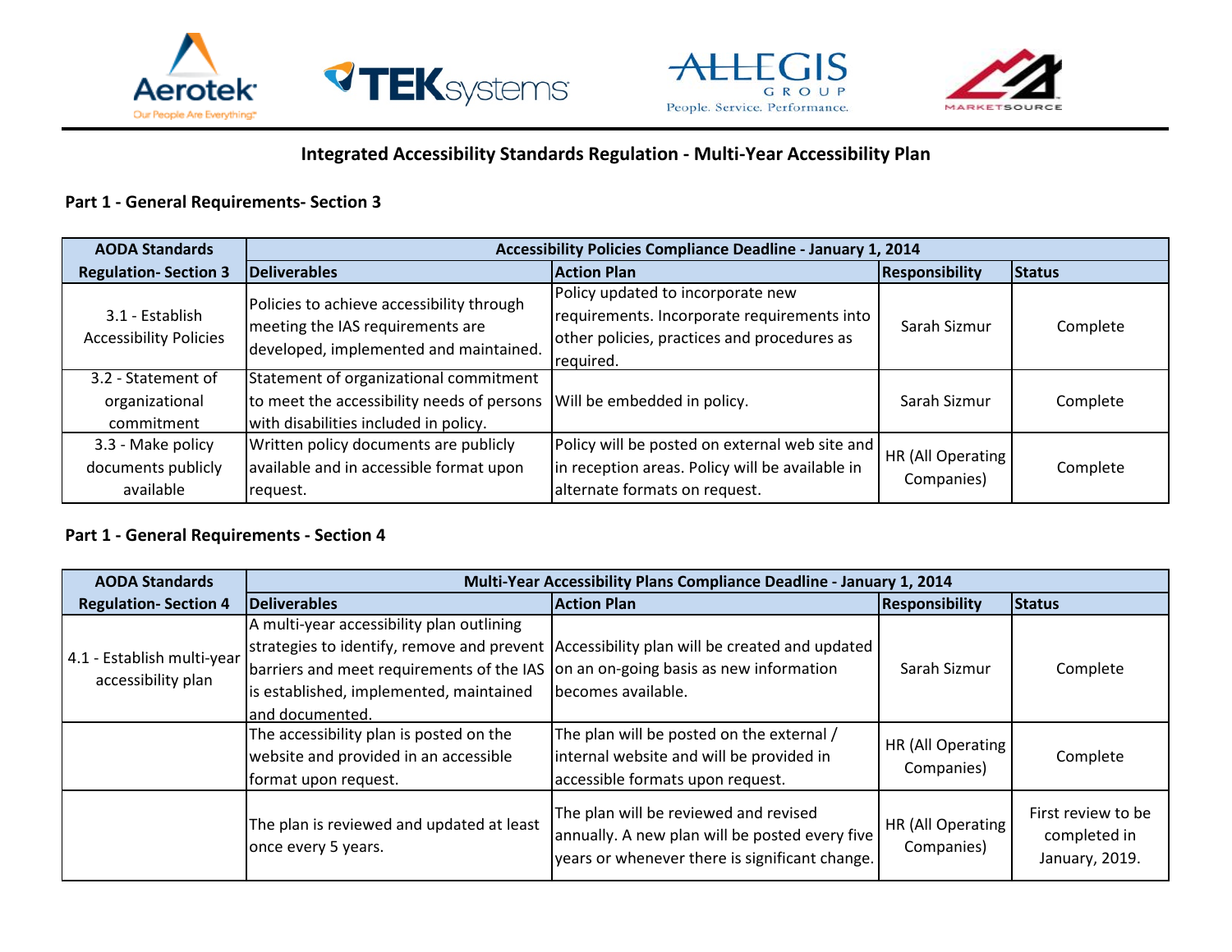# Integrated Accessibility Standards Regulation - Multi-Year Accessibility Plan

## Part 1 - General Requirements- Section 3

| AODA Standards Regulation- Section 3 | Accessibility Policies Compliance Deadline - January 1, 2014 | | | |
|---|---|---|---|---|
| | **Deliverables** | **Action Plan** | **Responsibility** | **Status** |
| 3.1 - Establish Accessibility Policies | Policies to achieve accessibility through meeting the IAS requirements are developed, implemented and maintained. | Policy updated to incorporate new requirements. Incorporate requirements into other policies, practices and procedures as required. | Sarah Sizmur | Complete |
| 3.2 - Statement of organizational commitment | Statement of organizational commitment to meet the accessibility needs of persons with disabilities included in policy. | Will be embedded in policy. | Sarah Sizmur | Complete |
| 3.3 - Make policy documents publicly available | Written policy documents are publicly available and in accessible format upon request. | Policy will be posted on external web site and in reception areas. Policy will be available in alternate formats on request. | HR (All Operating Companies) | Complete |

## Part 1 - General Requirements - Section 4

| AODA Standards Regulation- Section 4 | Multi-Year Accessibility Plans Compliance Deadline - January 1, 2014 | | | |
|---|---|---|---|---|
| | **Deliverables** | **Action Plan** | **Responsibility** | **Status** |
| 4.1 - Establish multi-year accessibility plan | A multi-year accessibility plan outlining strategies to identify, remove and prevent barriers and meet requirements of the IAS is established, implemented, maintained and documented. | Accessibility plan will be created and updated on an on-going basis as new information becomes available. | Sarah Sizmur | Complete |
| | The accessibility plan is posted on the website and provided in an accessible format upon request. | The plan will be posted on the external / internal website and will be provided in accessible formats upon request. | HR (All Operating Companies) | Complete |
| | The plan is reviewed and updated at least once every 5 years. | The plan will be reviewed and revised annually. A new plan will be posted every five years or whenever there is significant change. | HR (All Operating Companies) | First review to be completed in January, 2019. |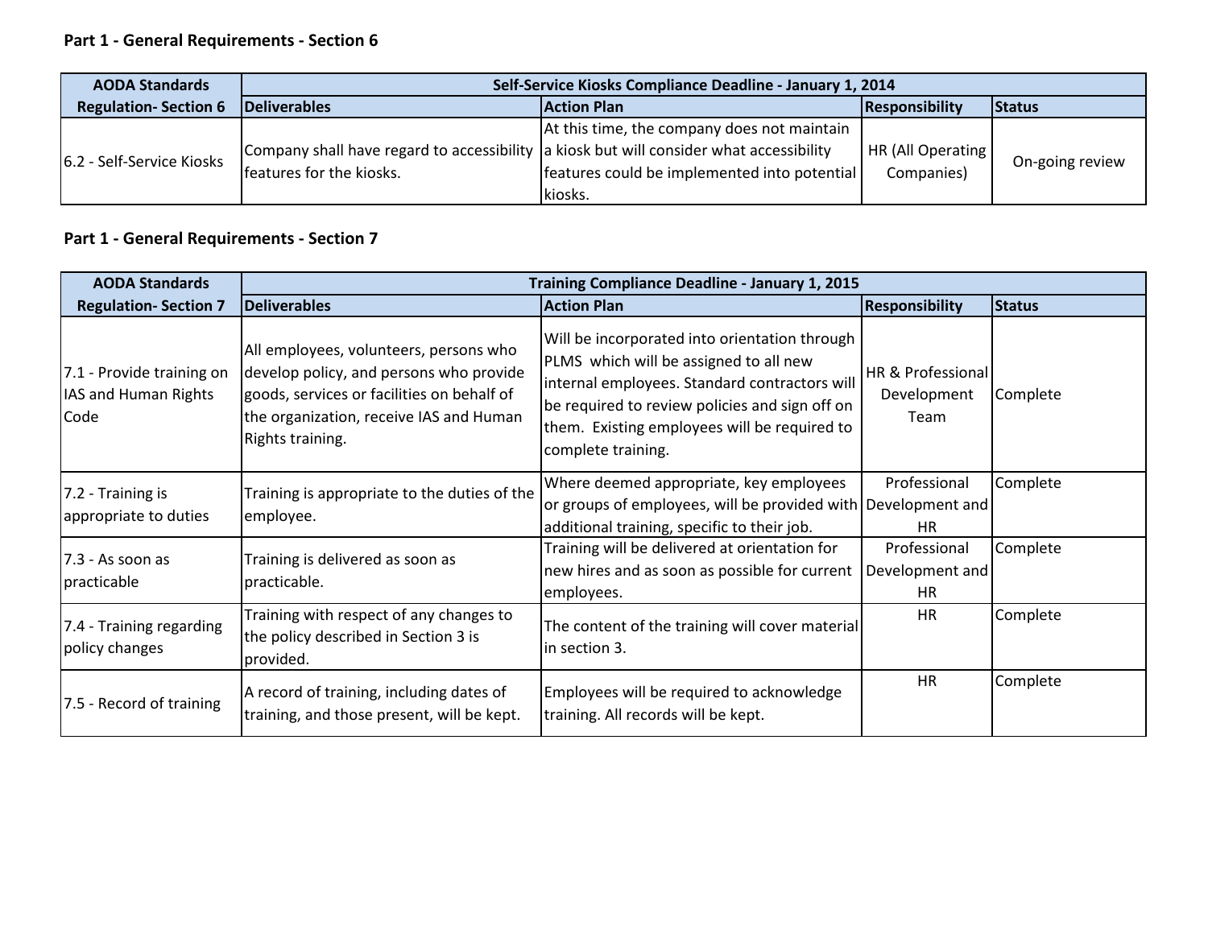**Part 1 - General Requirements - Section 6**

| AODA Standards Regulation- Section 6 | Self-Service Kiosks Compliance Deadline - January 1, 2014 | | | |
|---|---|---|---|---|
| | Deliverables | Action Plan | Responsibility | Status |
| 6.2 - Self-Service Kiosks | Company shall have regard to accessibility features for the kiosks. | At this time, the company does not maintain a kiosk but will consider what accessibility features could be implemented into potential kiosks. | HR (All Operating Companies) | On-going review |

**Part 1 - General Requirements - Section 7**

| AODA Standards Regulation- Section 7 | Training Compliance Deadline - January 1, 2015 | | | |
|---|---|---|---|---|
| | Deliverables | Action Plan | Responsibility | Status |
| 7.1 - Provide training on IAS and Human Rights Code | All employees, volunteers, persons who develop policy, and persons who provide goods, services or facilities on behalf of the organization, receive IAS and Human Rights training. | Will be incorporated into orientation through PLMS which will be assigned to all new internal employees. Standard contractors will be required to review policies and sign off on them. Existing employees will be required to complete training. | HR & Professional Development Team | Complete |
| 7.2 - Training is appropriate to duties | Training is appropriate to the duties of the employee. | Where deemed appropriate, key employees or groups of employees, will be provided with additional training, specific to their job. | Professional Development and HR | Complete |
| 7.3 - As soon as practicable | Training is delivered as soon as practicable. | Training will be delivered at orientation for new hires and as soon as possible for current employees. | Professional Development and HR | Complete |
| 7.4 - Training regarding policy changes | Training with respect of any changes to the policy described in Section 3 is provided. | The content of the training will cover material in section 3. | HR | Complete |
| 7.5 - Record of training | A record of training, including dates of training, and those present, will be kept. | Employees will be required to acknowledge training. All records will be kept. | HR | Complete |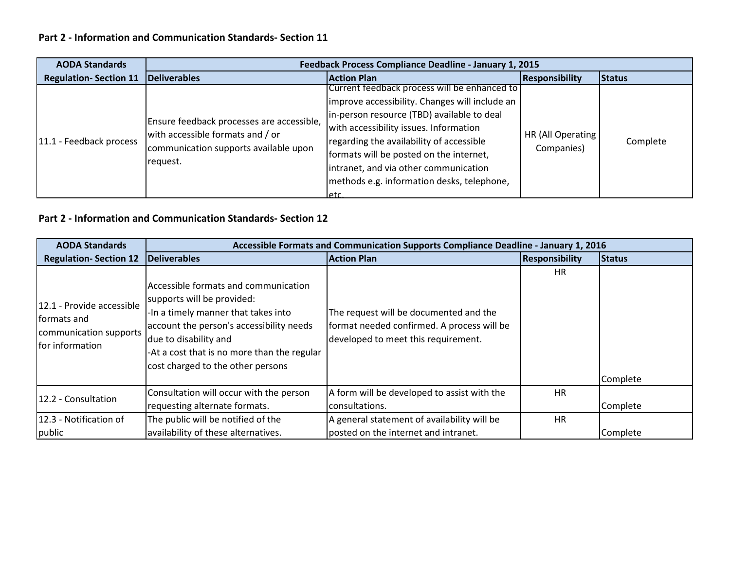### Part 2 - Information and Communication Standards- Section 11

| AODA Standards | Feedback Process Compliance Deadline - January 1, 2015 | | | |
|---|---|---|---|---|
| Regulation- Section 11 | Deliverables | Action Plan | Responsibility | Status |
| 11.1 - Feedback process | Ensure feedback processes are accessible, with accessible formats and / or communication supports available upon request. | Current feedback process will be enhanced to improve accessibility. Changes will include an in-person resource (TBD) available to deal with accessibility issues. Information regarding the availability of accessible formats will be posted on the internet, intranet, and via other communication methods e.g. information desks, telephone, etc. | HR (All Operating Companies) | Complete |

### Part 2 - Information and Communication Standards- Section 12

| AODA Standards | Accessible Formats and Communication Supports Compliance Deadline - January 1, 2016 | | | |
|---|---|---|---|---|
| Regulation- Section 12 | Deliverables | Action Plan | Responsibility | Status |
| 12.1 - Provide accessible formats and communication supports for information | Accessible formats and communication supports will be provided:<br>-In a timely manner that takes into account the person's accessibility needs due to disability and<br>-At a cost that is no more than the regular cost charged to the other persons | The request will be documented and the format needed confirmed. A process will be developed to meet this requirement. | HR | Complete |
| 12.2 - Consultation | Consultation will occur with the person requesting alternate formats. | A form will be developed to assist with the consultations. | HR | Complete |
| 12.3 - Notification of public | The public will be notified of the availability of these alternatives. | A general statement of availability will be posted on the internet and intranet. | HR | Complete |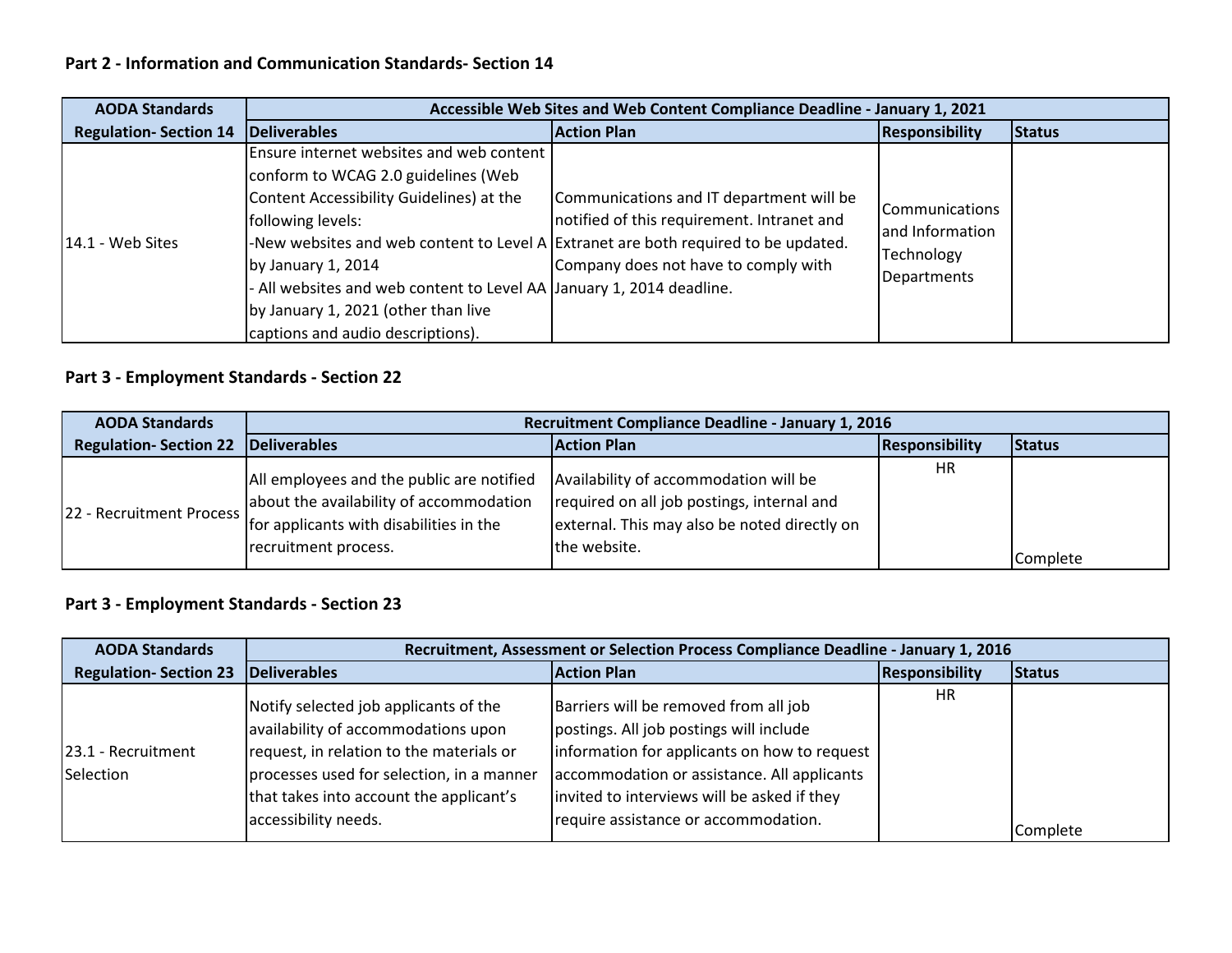### Part 2 - Information and Communication Standards- Section 14

| AODA Standards | Accessible Web Sites and Web Content Compliance Deadline - January 1, 2021 | | | |
|---|---|---|---|---|
| **Regulation- Section 14** | **Deliverables** | **Action Plan** | **Responsibility** | **Status** |
| 14.1 - Web Sites | Ensure internet websites and web content conform to WCAG 2.0 guidelines (Web Content Accessibility Guidelines) at the following levels:<br>-New websites and web content to Level A by January 1, 2014<br>- All websites and web content to Level AA by January 1, 2021 (other than live captions and audio descriptions). | Communications and IT department will be notified of this requirement. Intranet and Extranet are both required to be updated. Company does not have to comply with January 1, 2014 deadline. | Communications and Information Technology Departments | |

### Part 3 - Employment Standards - Section 22

| AODA Standards | Recruitment Compliance Deadline - January 1, 2016 | | | |
|---|---|---|---|---|
| **Regulation- Section 22** | **Deliverables** | **Action Plan** | **Responsibility** | **Status** |
| 22 - Recruitment Process | All employees and the public are notified about the availability of accommodation for applicants with disabilities in the recruitment process. | Availability of accommodation will be required on all job postings, internal and external. This may also be noted directly on the website. | HR | Complete |

### Part 3 - Employment Standards - Section 23

| AODA Standards | Recruitment, Assessment or Selection Process Compliance Deadline - January 1, 2016 | | | |
|---|---|---|---|---|
| **Regulation- Section 23** | **Deliverables** | **Action Plan** | **Responsibility** | **Status** |
| 23.1 - Recruitment Selection | Notify selected job applicants of the availability of accommodations upon request, in relation to the materials or processes used for selection, in a manner that takes into account the applicant's accessibility needs. | Barriers will be removed from all job postings. All job postings will include information for applicants on how to request accommodation or assistance. All applicants invited to interviews will be asked if they require assistance or accommodation. | HR | Complete |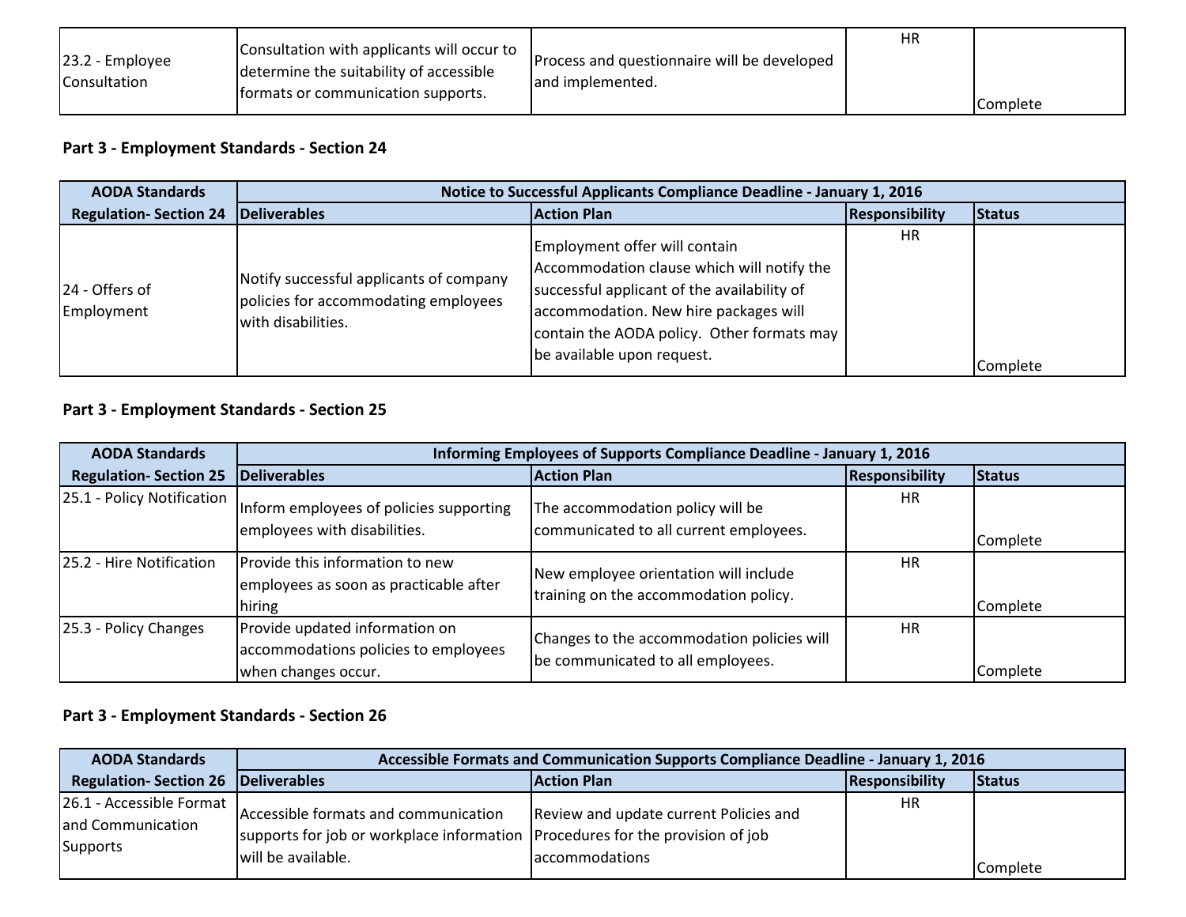| 23.2 - Employee Consultation | Consultation with applicants will occur to determine the suitability of accessible formats or communication supports. | Process and questionnaire will be developed and implemented. | HR | Complete |
|---|---|---|---|---|

**Part 3 - Employment Standards - Section 24**

| AODA Standards | Notice to Successful Applicants Compliance Deadline - January 1, 2016 | | | |
|---|---|---|---|---|
| Regulation- Section 24 | Deliverables | Action Plan | Responsibility | Status |
| 24 - Offers of Employment | Notify successful applicants of company policies for accommodating employees with disabilities. | Employment offer will contain Accommodation clause which will notify the successful applicant of the availability of accommodation. New hire packages will contain the AODA policy. Other formats may be available upon request. | HR | Complete |

**Part 3 - Employment Standards - Section 25**

| AODA Standards | Informing Employees of Supports Compliance Deadline - January 1, 2016 | | | |
|---|---|---|---|---|
| Regulation- Section 25 | Deliverables | Action Plan | Responsibility | Status |
| 25.1 - Policy Notification | Inform employees of policies supporting employees with disabilities. | The accommodation policy will be communicated to all current employees. | HR | Complete |
| 25.2 - Hire Notification | Provide this information to new employees as soon as practicable after hiring | New employee orientation will include training on the accommodation policy. | HR | Complete |
| 25.3 - Policy Changes | Provide updated information on accommodations policies to employees when changes occur. | Changes to the accommodation policies will be communicated to all employees. | HR | Complete |

**Part 3 - Employment Standards - Section 26**

| AODA Standards | Accessible Formats and Communication Supports Compliance Deadline - January 1, 2016 | | | |
|---|---|---|---|---|
| Regulation- Section 26 | Deliverables | Action Plan | Responsibility | Status |
| 26.1 - Accessible Format and Communication Supports | Accessible formats and communication supports for job or workplace information will be available. | Review and update current Policies and Procedures for the provision of job accommodations | HR | Complete |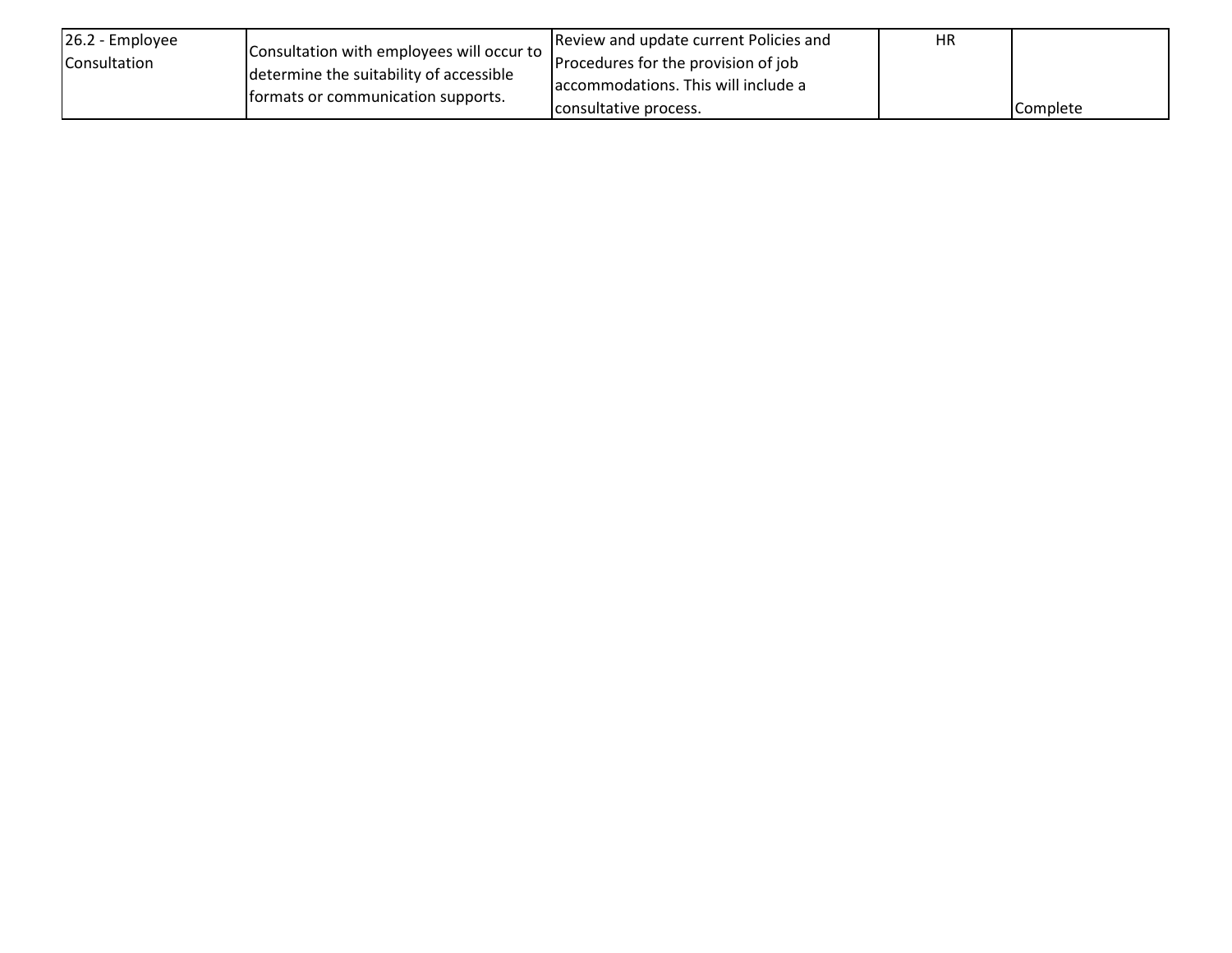| | | | | |
|---|---|---|---|---|
| 26.2 - Employee Consultation | Consultation with employees will occur to determine the suitability of accessible formats or communication supports. | Review and update current Policies and Procedures for the provision of job accommodations. This will include a consultative process. | HR | Complete |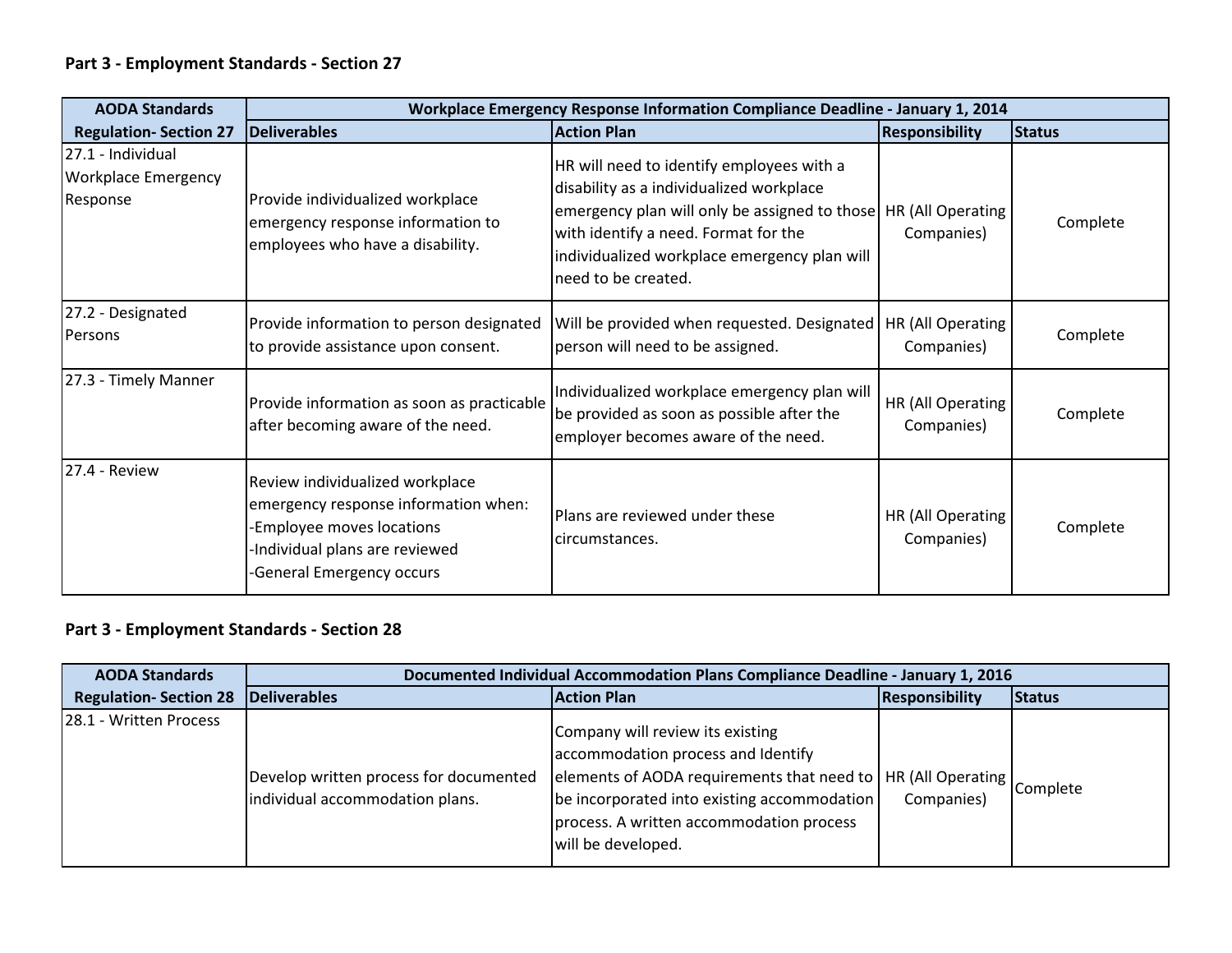**Part 3 - Employment Standards - Section 27**

| AODA Standards | Workplace Emergency Response Information Compliance Deadline - January 1, 2014 | | | |
|---|---|---|---|---|
| **Regulation- Section 27** | **Deliverables** | **Action Plan** | **Responsibility** | **Status** |
| 27.1 - Individual Workplace Emergency Response | Provide individualized workplace emergency response information to employees who have a disability. | HR will need to identify employees with a disability as a individualized workplace emergency plan will only be assigned to those with identify a need. Format for the individualized workplace emergency plan will need to be created. | HR (All Operating Companies) | Complete |
| 27.2 - Designated Persons | Provide information to person designated to provide assistance upon consent. | Will be provided when requested. Designated person will need to be assigned. | HR (All Operating Companies) | Complete |
| 27.3 - Timely Manner | Provide information as soon as practicable after becoming aware of the need. | Individualized workplace emergency plan will be provided as soon as possible after the employer becomes aware of the need. | HR (All Operating Companies) | Complete |
| 27.4 - Review | Review individualized workplace emergency response information when:<br>-Employee moves locations<br>-Individual plans are reviewed<br>-General Emergency occurs | Plans are reviewed under these circumstances. | HR (All Operating Companies) | Complete |

**Part 3 - Employment Standards - Section 28**

| AODA Standards | Documented Individual Accommodation Plans Compliance Deadline - January 1, 2016 | | | |
|---|---|---|---|---|
| **Regulation- Section 28** | **Deliverables** | **Action Plan** | **Responsibility** | **Status** |
| 28.1 - Written Process | Develop written process for documented individual accommodation plans. | Company will review its existing accommodation process and Identify elements of AODA requirements that need to be incorporated into existing accommodation process. A written accommodation process will be developed. | HR (All Operating Companies) | Complete |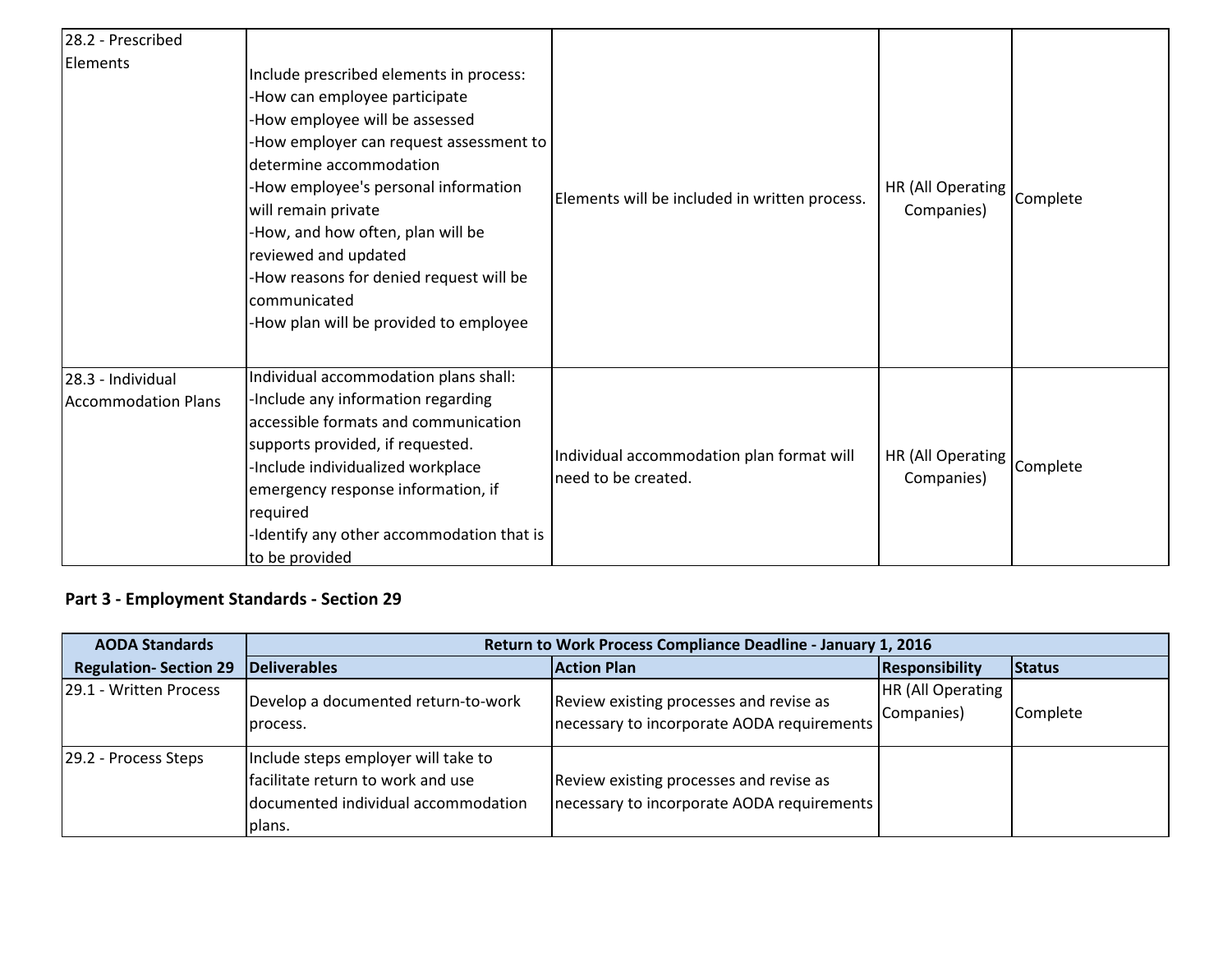| | | | | |
|---|---|---|---|---|
| 28.2 - Prescribed Elements | Include prescribed elements in process:<br>-How can employee participate<br>-How employee will be assessed<br>-How employer can request assessment to determine accommodation<br>-How employee's personal information will remain private<br>-How, and how often, plan will be reviewed and updated<br>-How reasons for denied request will be communicated<br>-How plan will be provided to employee | Elements will be included in written process. | HR (All Operating Companies) | Complete |
| 28.3 - Individual Accommodation Plans | Individual accommodation plans shall:<br>-Include any information regarding accessible formats and communication supports provided, if requested.<br>-Include individualized workplace emergency response information, if required<br>-Identify any other accommodation that is to be provided | Individual accommodation plan format will need to be created. | HR (All Operating Companies) | Complete |

**Part 3 - Employment Standards - Section 29**

| AODA Standards | Return to Work Process Compliance Deadline - January 1, 2016 | | | |
|---|---|---|---|---|
| **Regulation- Section 29** | **Deliverables** | **Action Plan** | **Responsibility** | **Status** |
| 29.1 - Written Process | Develop a documented return-to-work process. | Review existing processes and revise as necessary to incorporate AODA requirements | HR (All Operating Companies) | Complete |
| 29.2 - Process Steps | Include steps employer will take to facilitate return to work and use documented individual accommodation plans. | Review existing processes and revise as necessary to incorporate AODA requirements | | |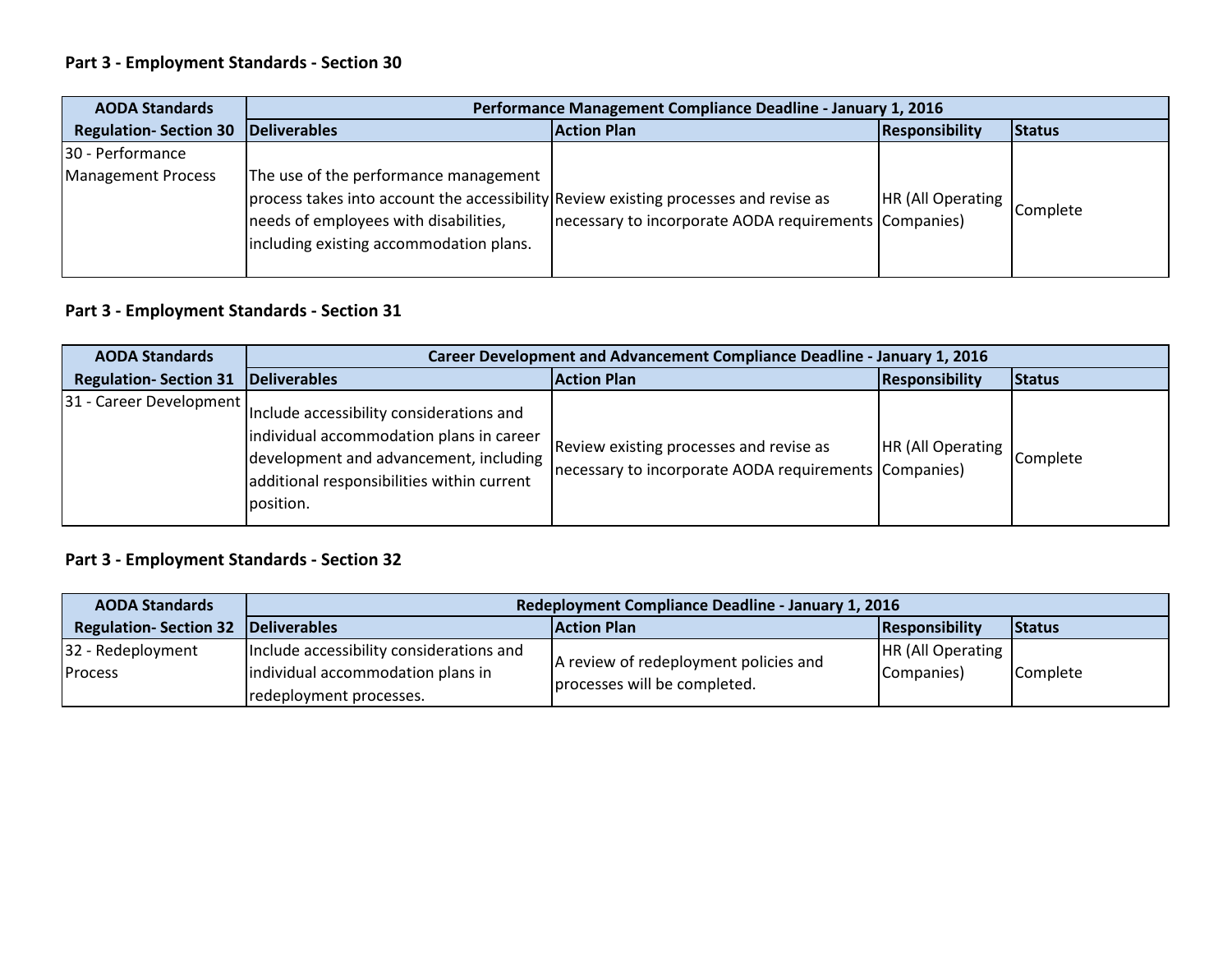## Part 3 - Employment Standards - Section 30

| AODA Standards | Performance Management Compliance Deadline - January 1, 2016 | | | |
|---|---|---|---|---|
| Regulation- Section 30 | Deliverables | Action Plan | Responsibility | Status |
| 30 - Performance Management Process | The use of the performance management process takes into account the accessibility needs of employees with disabilities, including existing accommodation plans. | Review existing processes and revise as necessary to incorporate AODA requirements | HR (All Operating Companies) | Complete |

## Part 3 - Employment Standards - Section 31

| AODA Standards | Career Development and Advancement Compliance Deadline - January 1, 2016 | | | |
|---|---|---|---|---|
| Regulation- Section 31 | Deliverables | Action Plan | Responsibility | Status |
| 31 - Career Development | Include accessibility considerations and individual accommodation plans in career development and advancement, including additional responsibilities within current position. | Review existing processes and revise as necessary to incorporate AODA requirements | HR (All Operating Companies) | Complete |

## Part 3 - Employment Standards - Section 32

| AODA Standards | Redeployment Compliance Deadline - January 1, 2016 | | | |
|---|---|---|---|---|
| Regulation- Section 32 | Deliverables | Action Plan | Responsibility | Status |
| 32 - Redeployment Process | Include accessibility considerations and individual accommodation plans in redeployment processes. | A review of redeployment policies and processes will be completed. | HR (All Operating Companies) | Complete |